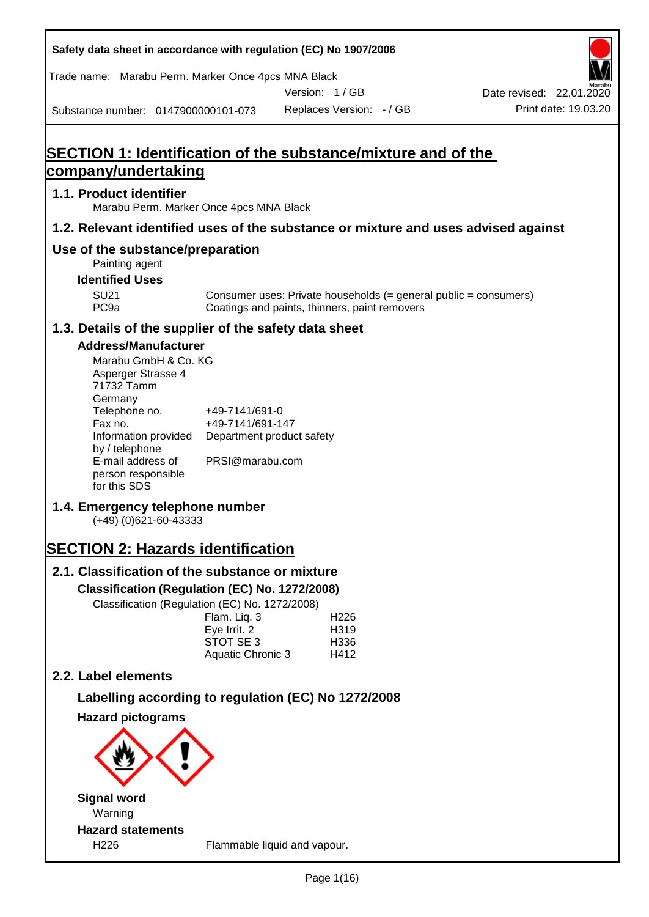**Safety data sheet in accordance with regulation (EC) No 1907/2006**

Trade name: Marabu Perm. Marker Once 4pcs MNA Black

Version: 1 / GB

Date revised: 22.01.2020

Substance number: 0147900000101-073

Replaces Version: - / GB

Print date: 19.03.20

# SECTION 1: Identification of the substance/mixture and of the company/undertaking

## 1.1. Product identifier

Marabu Perm. Marker Once 4pcs MNA Black

## 1.2. Relevant identified uses of the substance or mixture and uses advised against

## Use of the substance/preparation

Painting agent

### Identified Uses

| | |
|---|---|
| SU21 | Consumer uses: Private households (= general public = consumers) |
| PC9a | Coatings and paints, thinners, paint removers |

## 1.3. Details of the supplier of the safety data sheet

### Address/Manufacturer

Marabu GmbH & Co. KG
Asperger Strasse 4
71732 Tamm
Germany

| | |
|---|---|
| Telephone no. | +49-7141/691-0 |
| Fax no. | +49-7141/691-147 |
| Information provided by / telephone | Department product safety |
| E-mail address of person responsible for this SDS | PRSI@marabu.com |

## 1.4. Emergency telephone number

(+49) (0)621-60-43333

# SECTION 2: Hazards identification

## 2.1. Classification of the substance or mixture

### Classification (Regulation (EC) No. 1272/2008)

Classification (Regulation (EC) No. 1272/2008)

| | |
|---|---|
| Flam. Liq. 3 | H226 |
| Eye Irrit. 2 | H319 |
| STOT SE 3 | H336 |
| Aquatic Chronic 3 | H412 |

## 2.2. Label elements

### Labelling according to regulation (EC) No 1272/2008

### Hazard pictograms

### Signal word

Warning

### Hazard statements

| | |
|---|---|
| H226 | Flammable liquid and vapour. |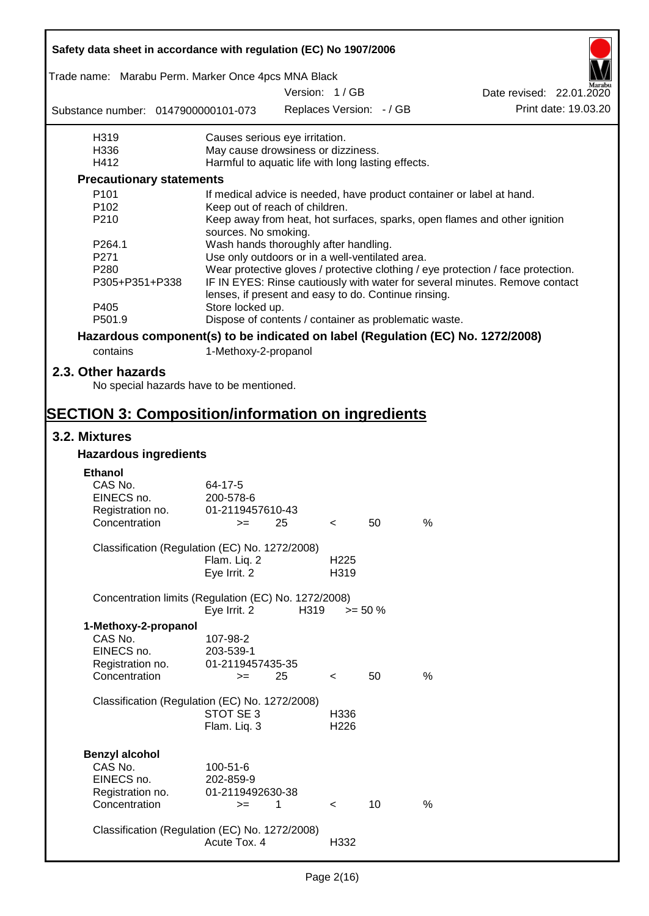| | |
|---|---|
| H319 | Causes serious eye irritation. |
| H336 | May cause drowsiness or dizziness. |
| H412 | Harmful to aquatic life with long lasting effects. |

**Precautionary statements**

| | |
|---|---|
| P101 | If medical advice is needed, have product container or label at hand. |
| P102 | Keep out of reach of children. |
| P210 | Keep away from heat, hot surfaces, sparks, open flames and other ignition sources. No smoking. |
| P264.1 | Wash hands thoroughly after handling. |
| P271 | Use only outdoors or in a well-ventilated area. |
| P280 | Wear protective gloves / protective clothing / eye protection / face protection. |
| P305+P351+P338 | IF IN EYES: Rinse cautiously with water for several minutes. Remove contact lenses, if present and easy to do. Continue rinsing. |
| P405 | Store locked up. |
| P501.9 | Dispose of contents / container as problematic waste. |

**Hazardous component(s) to be indicated on label (Regulation (EC) No. 1272/2008)**

contains 1-Methoxy-2-propanol

## 2.3. Other hazards

No special hazards have to be mentioned.

# SECTION 3: Composition/information on ingredients

## 3.2. Mixtures

### Hazardous ingredients

**Ethanol**

| | |
|---|---|
| CAS No. | 64-17-5 |
| EINECS no. | 200-578-6 |
| Registration no. | 01-2119457610-43 |
| Concentration | >= 25 < 50 % |

Classification (Regulation (EC) No. 1272/2008)

| | |
|---|---|
| Flam. Liq. 2 | H225 |
| Eye Irrit. 2 | H319 |

Concentration limits (Regulation (EC) No. 1272/2008)

| | | |
|---|---|---|
| Eye Irrit. 2 | H319 | >= 50 % |

**1-Methoxy-2-propanol**

| | |
|---|---|
| CAS No. | 107-98-2 |
| EINECS no. | 203-539-1 |
| Registration no. | 01-2119457435-35 |
| Concentration | >= 25 < 50 % |

Classification (Regulation (EC) No. 1272/2008)

| | |
|---|---|
| STOT SE 3 | H336 |
| Flam. Liq. 3 | H226 |

**Benzyl alcohol**

| | |
|---|---|
| CAS No. | 100-51-6 |
| EINECS no. | 202-859-9 |
| Registration no. | 01-2119492630-38 |
| Concentration | >= 1 < 10 % |

Classification (Regulation (EC) No. 1272/2008)

| | |
|---|---|
| Acute Tox. 4 | H332 |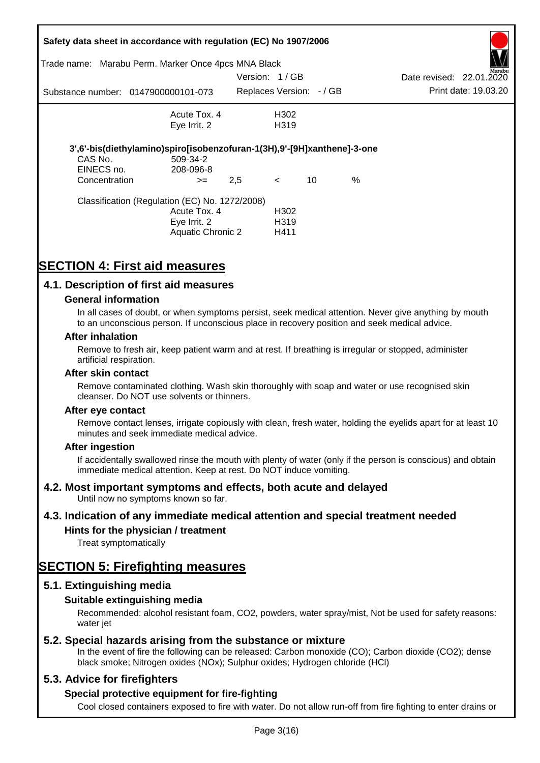| | | |
|---|---|---|
| | Acute Tox. 4 | H302 |
| | Eye Irrit. 2 | H319 |

**3',6'-bis(diethylamino)spiro[isobenzofuran-1(3H),9'-[9H]xanthene]-3-one**

| | | | | | |
|---|---|---|---|---|---|
| CAS No. | 509-34-2 | | | | |
| EINECS no. | 208-096-8 | | | | |
| Concentration | >= | 2,5 | < | 10 | % |

Classification (Regulation (EC) No. 1272/2008)

| | |
|---|---|
| Acute Tox. 4 | H302 |
| Eye Irrit. 2 | H319 |
| Aquatic Chronic 2 | H411 |

# SECTION 4: First aid measures

## 4.1. Description of first aid measures

### General information

In all cases of doubt, or when symptoms persist, seek medical attention. Never give anything by mouth to an unconscious person. If unconscious place in recovery position and seek medical advice.

### After inhalation

Remove to fresh air, keep patient warm and at rest. If breathing is irregular or stopped, administer artificial respiration.

### After skin contact

Remove contaminated clothing. Wash skin thoroughly with soap and water or use recognised skin cleanser. Do NOT use solvents or thinners.

### After eye contact

Remove contact lenses, irrigate copiously with clean, fresh water, holding the eyelids apart for at least 10 minutes and seek immediate medical advice.

### After ingestion

If accidentally swallowed rinse the mouth with plenty of water (only if the person is conscious) and obtain immediate medical attention. Keep at rest. Do NOT induce vomiting.

## 4.2. Most important symptoms and effects, both acute and delayed

Until now no symptoms known so far.

## 4.3. Indication of any immediate medical attention and special treatment needed

### Hints for the physician / treatment

Treat symptomatically

# SECTION 5: Firefighting measures

## 5.1. Extinguishing media

### Suitable extinguishing media

Recommended: alcohol resistant foam, $CO_2$, powders, water spray/mist, Not be used for safety reasons: water jet

## 5.2. Special hazards arising from the substance or mixture

In the event of fire the following can be released: Carbon monoxide (CO); Carbon dioxide ($CO_2$); dense black smoke; Nitrogen oxides ($NO_x$); Sulphur oxides; Hydrogen chloride (HCl)

## 5.3. Advice for firefighters

### Special protective equipment for fire-fighting

Cool closed containers exposed to fire with water. Do not allow run-off from fire fighting to enter drains or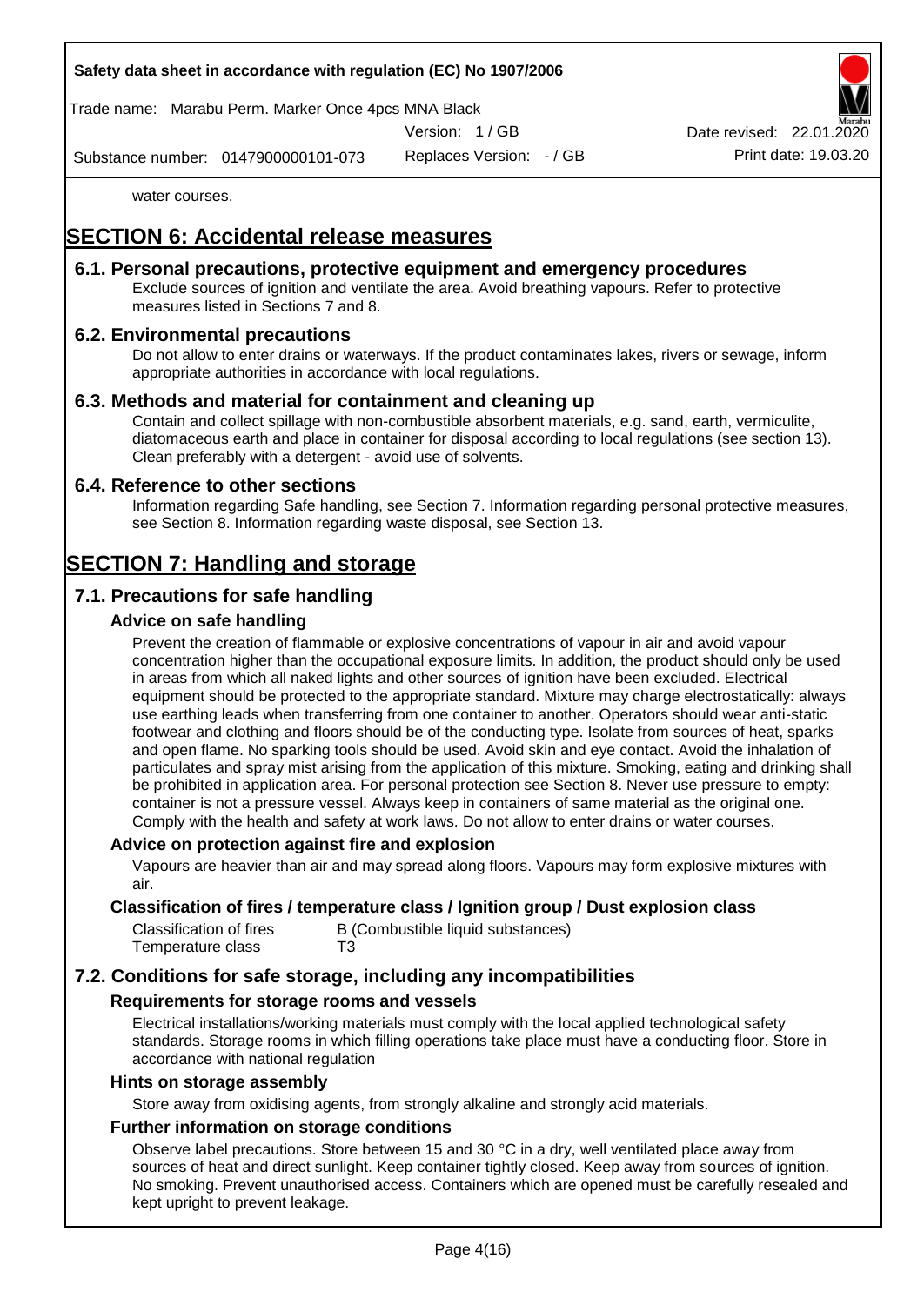water courses.

# SECTION 6: Accidental release measures

## 6.1. Personal precautions, protective equipment and emergency procedures

Exclude sources of ignition and ventilate the area. Avoid breathing vapours. Refer to protective measures listed in Sections 7 and 8.

## 6.2. Environmental precautions

Do not allow to enter drains or waterways. If the product contaminates lakes, rivers or sewage, inform appropriate authorities in accordance with local regulations.

## 6.3. Methods and material for containment and cleaning up

Contain and collect spillage with non-combustible absorbent materials, e.g. sand, earth, vermiculite, diatomaceous earth and place in container for disposal according to local regulations (see section 13). Clean preferably with a detergent - avoid use of solvents.

## 6.4. Reference to other sections

Information regarding Safe handling, see Section 7. Information regarding personal protective measures, see Section 8. Information regarding waste disposal, see Section 13.

# SECTION 7: Handling and storage

## 7.1. Precautions for safe handling

### Advice on safe handling

Prevent the creation of flammable or explosive concentrations of vapour in air and avoid vapour concentration higher than the occupational exposure limits. In addition, the product should only be used in areas from which all naked lights and other sources of ignition have been excluded. Electrical equipment should be protected to the appropriate standard. Mixture may charge electrostatically: always use earthing leads when transferring from one container to another. Operators should wear anti-static footwear and clothing and floors should be of the conducting type. Isolate from sources of heat, sparks and open flame. No sparking tools should be used. Avoid skin and eye contact. Avoid the inhalation of particulates and spray mist arising from the application of this mixture. Smoking, eating and drinking shall be prohibited in application area. For personal protection see Section 8. Never use pressure to empty: container is not a pressure vessel. Always keep in containers of same material as the original one. Comply with the health and safety at work laws. Do not allow to enter drains or water courses.

### Advice on protection against fire and explosion

Vapours are heavier than air and may spread along floors. Vapours may form explosive mixtures with air.

### Classification of fires / temperature class / Ignition group / Dust explosion class

| | |
|---|---|
| Classification of fires | B (Combustible liquid substances) |
| Temperature class | T3 |

## 7.2. Conditions for safe storage, including any incompatibilities

### Requirements for storage rooms and vessels

Electrical installations/working materials must comply with the local applied technological safety standards. Storage rooms in which filling operations take place must have a conducting floor. Store in accordance with national regulation

### Hints on storage assembly

Store away from oxidising agents, from strongly alkaline and strongly acid materials.

### Further information on storage conditions

Observe label precautions. Store between 15 and 30 °C in a dry, well ventilated place away from sources of heat and direct sunlight. Keep container tightly closed. Keep away from sources of ignition. No smoking. Prevent unauthorised access. Containers which are opened must be carefully resealed and kept upright to prevent leakage.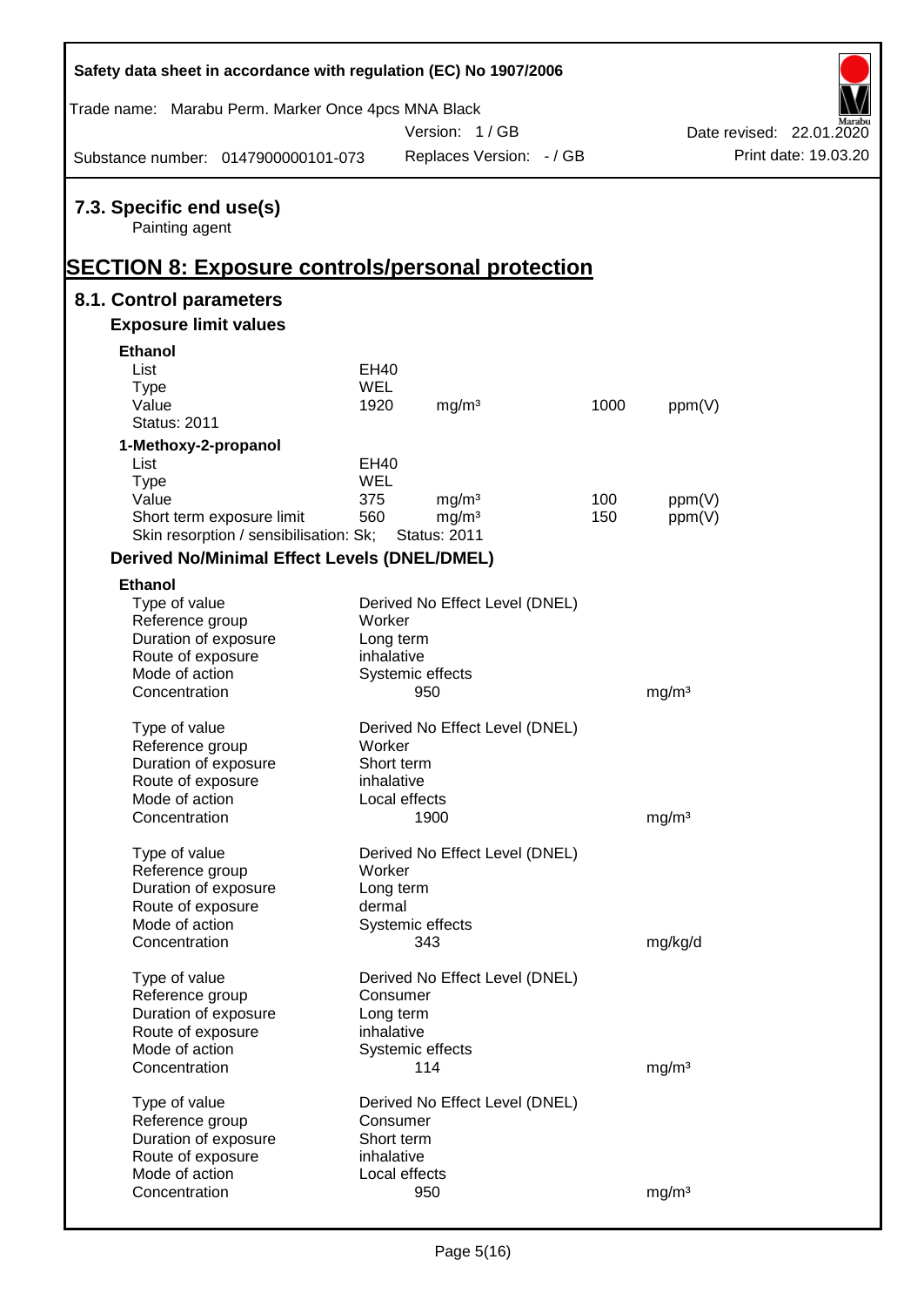## 7.3. Specific end use(s)

Painting agent

# SECTION 8: Exposure controls/personal protection

## 8.1. Control parameters

### Exposure limit values

**Ethanol**

| | | | | |
|---|---|---|---|---|
| List | EH40 | | | |
| Type | WEL | | | |
| Value | 1920 | mg/m³ | 1000 | ppm(V) |
| Status: 2011 | | | | |

**1-Methoxy-2-propanol**

| | | | | |
|---|---|---|---|---|
| List | EH40 | | | |
| Type | WEL | | | |
| Value | 375 | mg/m³ | 100 | ppm(V) |
| Short term exposure limit | 560 | mg/m³ | 150 | ppm(V) |
| Skin resorption / sensibilisation: Sk; | Status: 2011 | | | |

### Derived No/Minimal Effect Levels (DNEL/DMEL)

**Ethanol**

| | | |
|---|---|---|
| Type of value | Derived No Effect Level (DNEL) | |
| Reference group | Worker | |
| Duration of exposure | Long term | |
| Route of exposure | inhalative | |
| Mode of action | Systemic effects | |
| Concentration | 950 | mg/m³ |

| | | |
|---|---|---|
| Type of value | Derived No Effect Level (DNEL) | |
| Reference group | Worker | |
| Duration of exposure | Short term | |
| Route of exposure | inhalative | |
| Mode of action | Local effects | |
| Concentration | 1900 | mg/m³ |

| | | |
|---|---|---|
| Type of value | Derived No Effect Level (DNEL) | |
| Reference group | Worker | |
| Duration of exposure | Long term | |
| Route of exposure | dermal | |
| Mode of action | Systemic effects | |
| Concentration | 343 | mg/kg/d |

| | | |
|---|---|---|
| Type of value | Derived No Effect Level (DNEL) | |
| Reference group | Consumer | |
| Duration of exposure | Long term | |
| Route of exposure | inhalative | |
| Mode of action | Systemic effects | |
| Concentration | 114 | mg/m³ |

| | | |
|---|---|---|
| Type of value | Derived No Effect Level (DNEL) | |
| Reference group | Consumer | |
| Duration of exposure | Short term | |
| Route of exposure | inhalative | |
| Mode of action | Local effects | |
| Concentration | 950 | mg/m³ |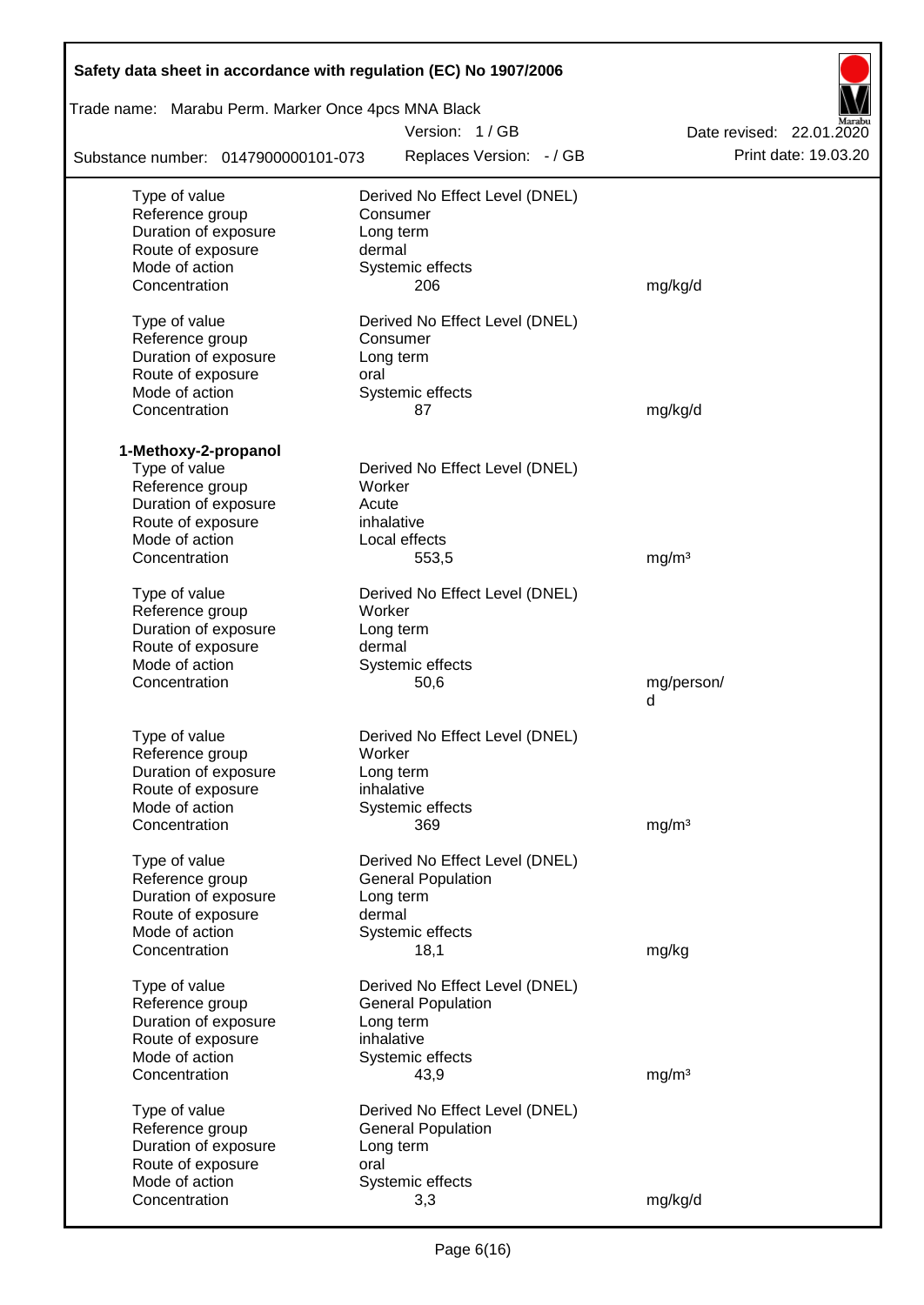| | | |
|---|---|---|
| Type of value | Derived No Effect Level (DNEL) | |
| Reference group | Consumer | |
| Duration of exposure | Long term | |
| Route of exposure | dermal | |
| Mode of action | Systemic effects | |
| Concentration | 206 | mg/kg/d |
| | | |
| Type of value | Derived No Effect Level (DNEL) | |
| Reference group | Consumer | |
| Duration of exposure | Long term | |
| Route of exposure | oral | |
| Mode of action | Systemic effects | |
| Concentration | 87 | mg/kg/d |

**1-Methoxy-2-propanol**

| | | |
|---|---|---|
| Type of value | Derived No Effect Level (DNEL) | |
| Reference group | Worker | |
| Duration of exposure | Acute | |
| Route of exposure | inhalative | |
| Mode of action | Local effects | |
| Concentration | 553,5 | mg/m³ |
| | | |
| Type of value | Derived No Effect Level (DNEL) | |
| Reference group | Worker | |
| Duration of exposure | Long term | |
| Route of exposure | dermal | |
| Mode of action | Systemic effects | |
| Concentration | 50,6 | mg/person/d |
| | | |
| Type of value | Derived No Effect Level (DNEL) | |
| Reference group | Worker | |
| Duration of exposure | Long term | |
| Route of exposure | inhalative | |
| Mode of action | Systemic effects | |
| Concentration | 369 | mg/m³ |
| | | |
| Type of value | Derived No Effect Level (DNEL) | |
| Reference group | General Population | |
| Duration of exposure | Long term | |
| Route of exposure | dermal | |
| Mode of action | Systemic effects | |
| Concentration | 18,1 | mg/kg |
| | | |
| Type of value | Derived No Effect Level (DNEL) | |
| Reference group | General Population | |
| Duration of exposure | Long term | |
| Route of exposure | inhalative | |
| Mode of action | Systemic effects | |
| Concentration | 43,9 | mg/m³ |
| | | |
| Type of value | Derived No Effect Level (DNEL) | |
| Reference group | General Population | |
| Duration of exposure | Long term | |
| Route of exposure | oral | |
| Mode of action | Systemic effects | |
| Concentration | 3,3 | mg/kg/d |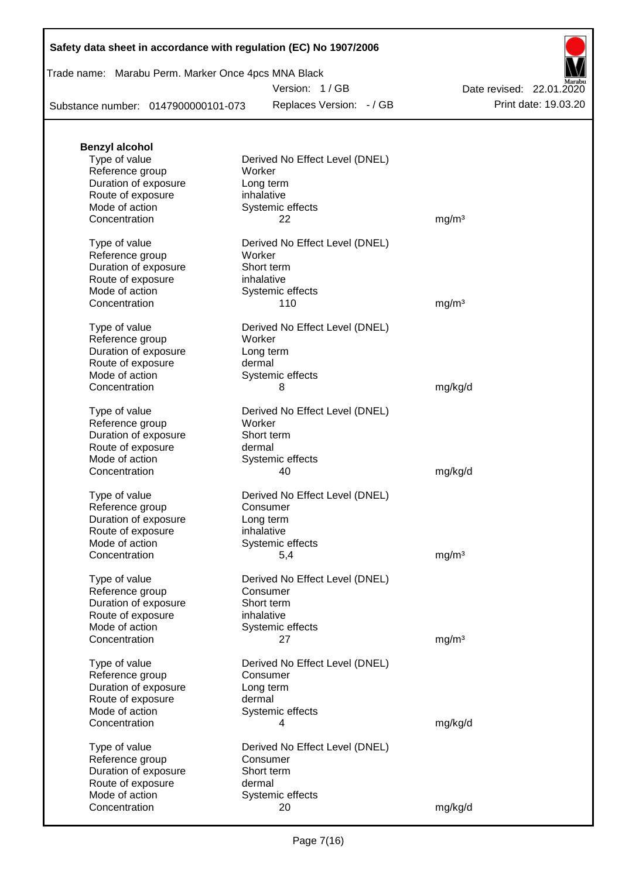**Benzyl alcohol**

| | | |
|---|---|---|
| Type of value | Derived No Effect Level (DNEL) | |
| Reference group | Worker | |
| Duration of exposure | Long term | |
| Route of exposure | inhalative | |
| Mode of action | Systemic effects | |
| Concentration | 22 | mg/m³ |
| | | |
| Type of value | Derived No Effect Level (DNEL) | |
| Reference group | Worker | |
| Duration of exposure | Short term | |
| Route of exposure | inhalative | |
| Mode of action | Systemic effects | |
| Concentration | 110 | mg/m³ |
| | | |
| Type of value | Derived No Effect Level (DNEL) | |
| Reference group | Worker | |
| Duration of exposure | Long term | |
| Route of exposure | dermal | |
| Mode of action | Systemic effects | |
| Concentration | 8 | mg/kg/d |
| | | |
| Type of value | Derived No Effect Level (DNEL) | |
| Reference group | Worker | |
| Duration of exposure | Short term | |
| Route of exposure | dermal | |
| Mode of action | Systemic effects | |
| Concentration | 40 | mg/kg/d |
| | | |
| Type of value | Derived No Effect Level (DNEL) | |
| Reference group | Consumer | |
| Duration of exposure | Long term | |
| Route of exposure | inhalative | |
| Mode of action | Systemic effects | |
| Concentration | 5,4 | mg/m³ |
| | | |
| Type of value | Derived No Effect Level (DNEL) | |
| Reference group | Consumer | |
| Duration of exposure | Short term | |
| Route of exposure | inhalative | |
| Mode of action | Systemic effects | |
| Concentration | 27 | mg/m³ |
| | | |
| Type of value | Derived No Effect Level (DNEL) | |
| Reference group | Consumer | |
| Duration of exposure | Long term | |
| Route of exposure | dermal | |
| Mode of action | Systemic effects | |
| Concentration | 4 | mg/kg/d |
| | | |
| Type of value | Derived No Effect Level (DNEL) | |
| Reference group | Consumer | |
| Duration of exposure | Short term | |
| Route of exposure | dermal | |
| Mode of action | Systemic effects | |
| Concentration | 20 | mg/kg/d |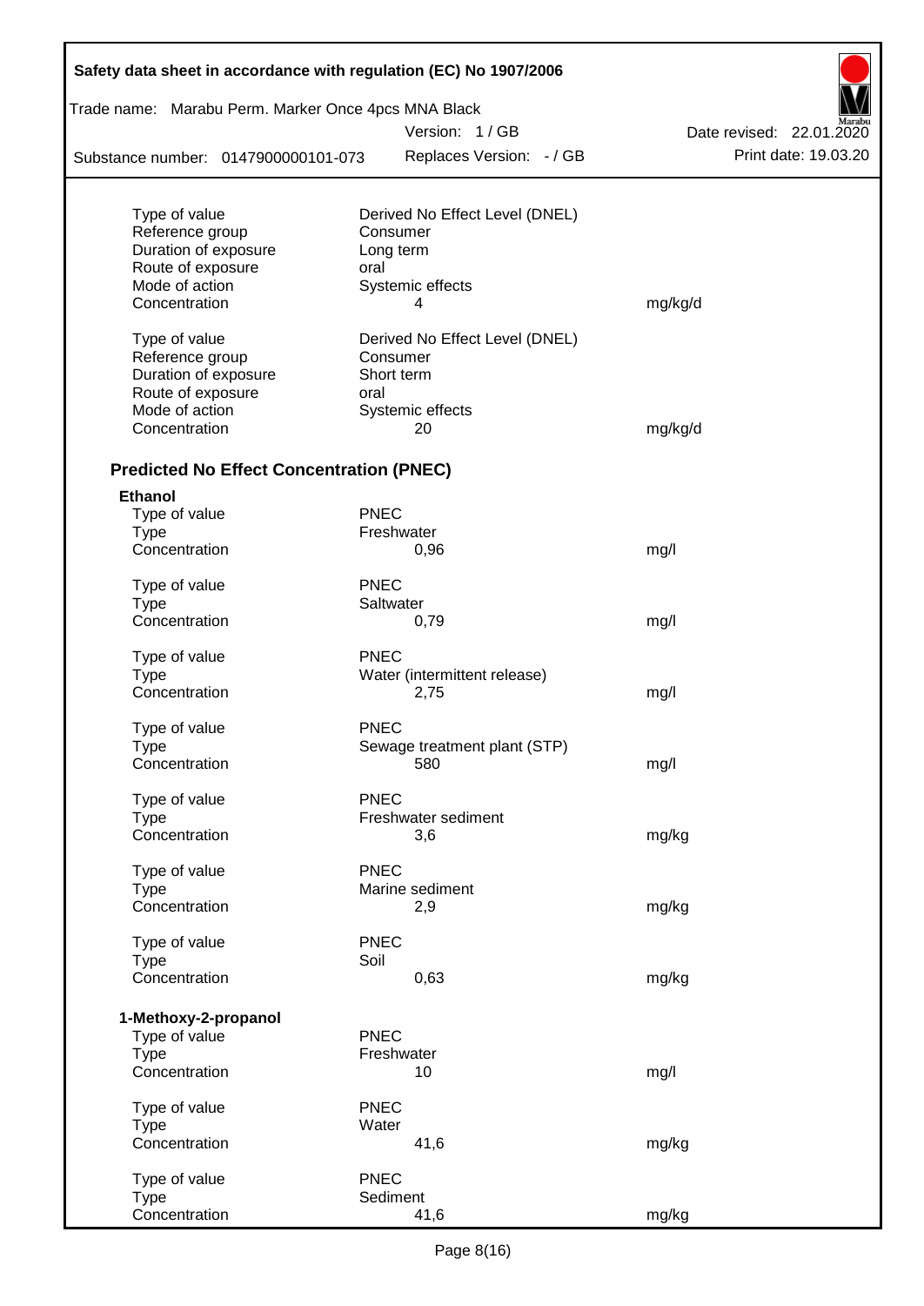| | | |
|---|---|---|
| Type of value | Derived No Effect Level (DNEL) | |
| Reference group | Consumer | |
| Duration of exposure | Long term | |
| Route of exposure | oral | |
| Mode of action | Systemic effects | |
| Concentration | 4 | mg/kg/d |

| | | |
|---|---|---|
| Type of value | Derived No Effect Level (DNEL) | |
| Reference group | Consumer | |
| Duration of exposure | Short term | |
| Route of exposure | oral | |
| Mode of action | Systemic effects | |
| Concentration | 20 | mg/kg/d |

### Predicted No Effect Concentration (PNEC)

**Ethanol**

| | | |
|---|---|---|
| Type of value | PNEC | |
| Type | Freshwater | |
| Concentration | 0,96 | mg/l |

| | | |
|---|---|---|
| Type of value | PNEC | |
| Type | Saltwater | |
| Concentration | 0,79 | mg/l |

| | | |
|---|---|---|
| Type of value | PNEC | |
| Type | Water (intermittent release) | |
| Concentration | 2,75 | mg/l |

| | | |
|---|---|---|
| Type of value | PNEC | |
| Type | Sewage treatment plant (STP) | |
| Concentration | 580 | mg/l |

| | | |
|---|---|---|
| Type of value | PNEC | |
| Type | Freshwater sediment | |
| Concentration | 3,6 | mg/kg |

| | | |
|---|---|---|
| Type of value | PNEC | |
| Type | Marine sediment | |
| Concentration | 2,9 | mg/kg |

| | | |
|---|---|---|
| Type of value | PNEC | |
| Type | Soil | |
| Concentration | 0,63 | mg/kg |

**1-Methoxy-2-propanol**

| | | |
|---|---|---|
| Type of value | PNEC | |
| Type | Freshwater | |
| Concentration | 10 | mg/l |

| | | |
|---|---|---|
| Type of value | PNEC | |
| Type | Water | |
| Concentration | 41,6 | mg/kg |

| | | |
|---|---|---|
| Type of value | PNEC | |
| Type | Sediment | |
| Concentration | 41,6 | mg/kg |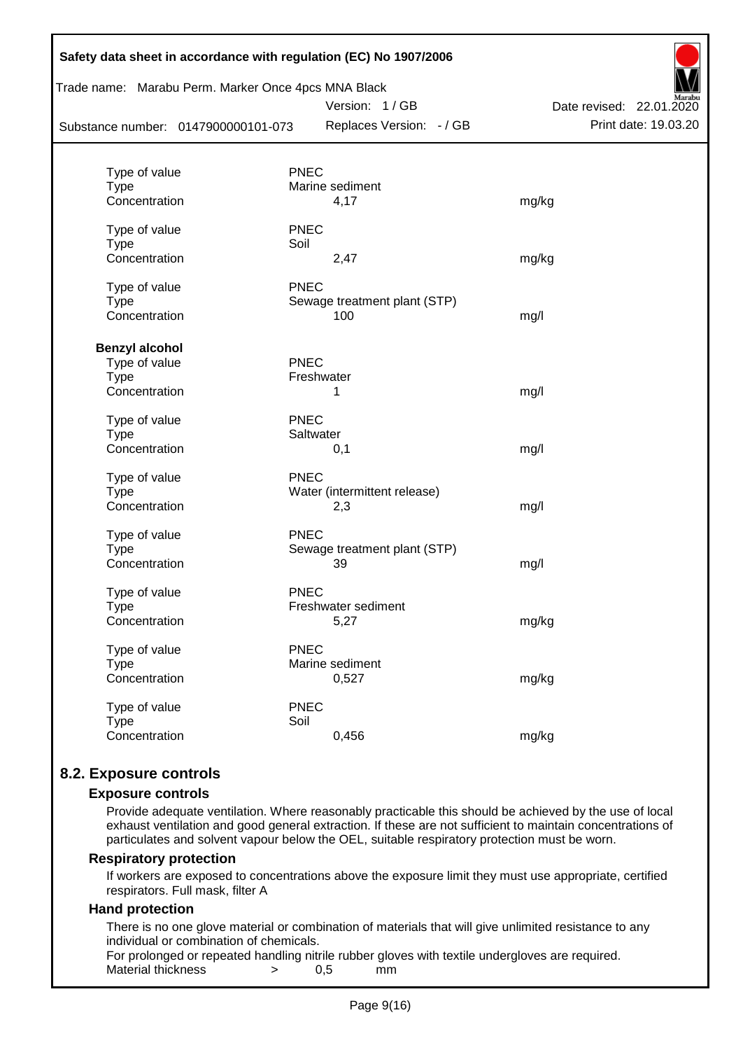| | | | |
|---|---|---|---|
| Type of value | PNEC | | |
| Type | Marine sediment | | |
| Concentration | | 4,17 | mg/kg |
| Type of value | PNEC | | |
| Type | Soil | | |
| Concentration | | 2,47 | mg/kg |
| Type of value | PNEC | | |
| Type | Sewage treatment plant (STP) | | |
| Concentration | | 100 | mg/l |

**Benzyl alcohol**

| | | | |
|---|---|---|---|
| Type of value | PNEC | | |
| Type | Freshwater | | |
| Concentration | | 1 | mg/l |
| Type of value | PNEC | | |
| Type | Saltwater | | |
| Concentration | | 0,1 | mg/l |
| Type of value | PNEC | | |
| Type | Water (intermittent release) | | |
| Concentration | | 2,3 | mg/l |
| Type of value | PNEC | | |
| Type | Sewage treatment plant (STP) | | |
| Concentration | | 39 | mg/l |
| Type of value | PNEC | | |
| Type | Freshwater sediment | | |
| Concentration | | 5,27 | mg/kg |
| Type of value | PNEC | | |
| Type | Marine sediment | | |
| Concentration | | 0,527 | mg/kg |
| Type of value | PNEC | | |
| Type | Soil | | |
| Concentration | | 0,456 | mg/kg |

## 8.2. Exposure controls

### Exposure controls

Provide adequate ventilation. Where reasonably practicable this should be achieved by the use of local exhaust ventilation and good general extraction. If these are not sufficient to maintain concentrations of particulates and solvent vapour below the OEL, suitable respiratory protection must be worn.

### Respiratory protection

If workers are exposed to concentrations above the exposure limit they must use appropriate, certified respirators. Full mask, filter A

### Hand protection

There is no one glove material or combination of materials that will give unlimited resistance to any individual or combination of chemicals.

For prolonged or repeated handling nitrile rubber gloves with textile undergloves are required.

Material thickness > 0,5 mm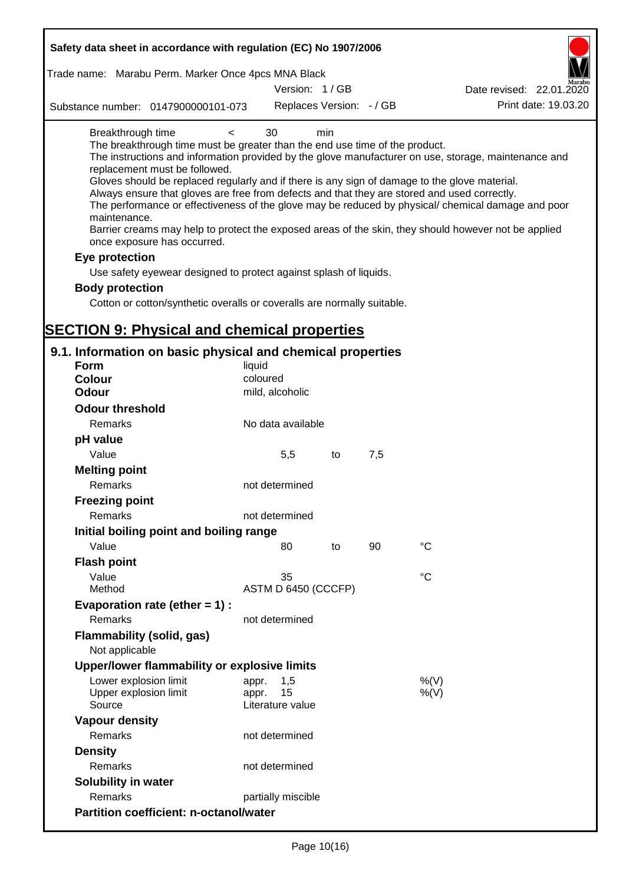| | | | |
|---|---|---|---|
| Breakthrough time | < | 30 | min |

The breakthrough time must be greater than the end use time of the product.
The instructions and information provided by the glove manufacturer on use, storage, maintenance and replacement must be followed.
Gloves should be replaced regularly and if there is any sign of damage to the glove material.
Always ensure that gloves are free from defects and that they are stored and used correctly.
The performance or effectiveness of the glove may be reduced by physical/ chemical damage and poor maintenance.
Barrier creams may help to protect the exposed areas of the skin, they should however not be applied once exposure has occurred.

**Eye protection**

Use safety eyewear designed to protect against splash of liquids.

**Body protection**

Cotton or cotton/synthetic overalls or coveralls are normally suitable.

# SECTION 9: Physical and chemical properties

## 9.1. Information on basic physical and chemical properties

| | | | | |
|---|---|---|---|---|
| **Form** | liquid | | | |
| **Colour** | coloured | | | |
| **Odour** | mild, alcoholic | | | |
| **Odour threshold** | | | | |
| Remarks | No data available | | | |
| **pH value** | | | | |
| Value | 5,5 | to | 7,5 | |
| **Melting point** | | | | |
| Remarks | not determined | | | |
| **Freezing point** | | | | |
| Remarks | not determined | | | |
| **Initial boiling point and boiling range** | | | | |
| Value | 80 | to | 90 | °C |
| **Flash point** | | | | |
| Value | 35 | | | °C |
| Method | ASTM D 6450 (CCCFP) | | | |
| **Evaporation rate (ether = 1) :** | | | | |
| Remarks | not determined | | | |
| **Flammability (solid, gas)** | | | | |
| Not applicable | | | | |
| **Upper/lower flammability or explosive limits** | | | | |
| Lower explosion limit | appr. 1,5 | | | %(V) |
| Upper explosion limit | appr. 15 | | | %(V) |
| Source | Literature value | | | |
| **Vapour density** | | | | |
| Remarks | not determined | | | |
| **Density** | | | | |
| Remarks | not determined | | | |
| **Solubility in water** | | | | |
| Remarks | partially miscible | | | |
| **Partition coefficient: n-octanol/water** | | | | |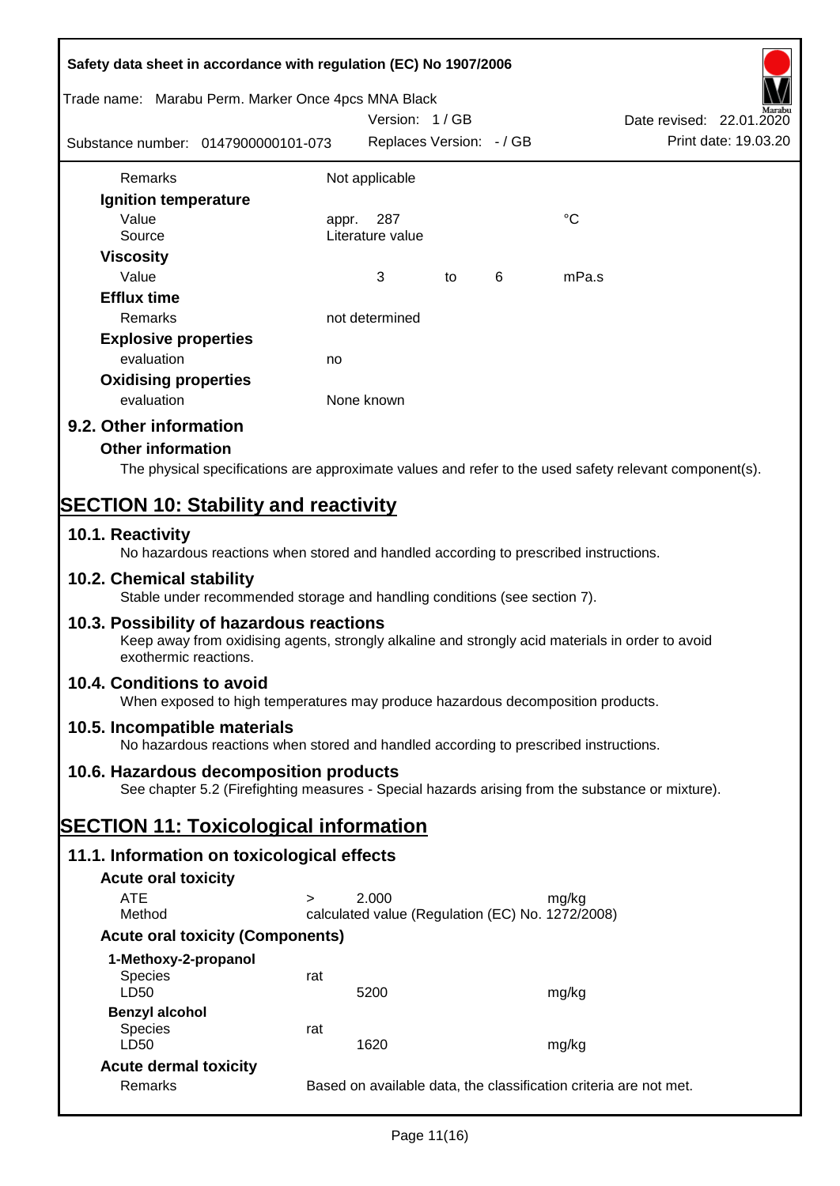| | | | | | |
|---|---|---|---|---|---|
| Remarks | Not applicable | | | | |
| **Ignition temperature** | | | | | |
| Value | appr. | 287 | | | °C |
| Source | Literature value | | | | |
| **Viscosity** | | | | | |
| Value | | 3 | to | 6 | mPa.s |
| **Efflux time** | | | | | |
| Remarks | not determined | | | | |
| **Explosive properties** | | | | | |
| evaluation | no | | | | |
| **Oxidising properties** | | | | | |
| evaluation | None known | | | | |

### 9.2. Other information

**Other information**

The physical specifications are approximate values and refer to the used safety relevant component(s).

## SECTION 10: Stability and reactivity

### 10.1. Reactivity

No hazardous reactions when stored and handled according to prescribed instructions.

### 10.2. Chemical stability

Stable under recommended storage and handling conditions (see section 7).

### 10.3. Possibility of hazardous reactions

Keep away from oxidising agents, strongly alkaline and strongly acid materials in order to avoid exothermic reactions.

### 10.4. Conditions to avoid

When exposed to high temperatures may produce hazardous decomposition products.

### 10.5. Incompatible materials

No hazardous reactions when stored and handled according to prescribed instructions.

### 10.6. Hazardous decomposition products

See chapter 5.2 (Firefighting measures - Special hazards arising from the substance or mixture).

## SECTION 11: Toxicological information

### 11.1. Information on toxicological effects

**Acute oral toxicity**

| | | | |
|---|---|---|---|
| ATE | > | 2.000 | mg/kg |
| Method | calculated value (Regulation (EC) No. 1272/2008) | | |

**Acute oral toxicity (Components)**

| | | | |
|---|---|---|---|
| **1-Methoxy-2-propanol** | | | |
| Species | rat | | |
| LD50 | | 5200 | mg/kg |
| **Benzyl alcohol** | | | |
| Species | rat | | |
| LD50 | | 1620 | mg/kg |

**Acute dermal toxicity**

| | |
|---|---|
| Remarks | Based on available data, the classification criteria are not met. |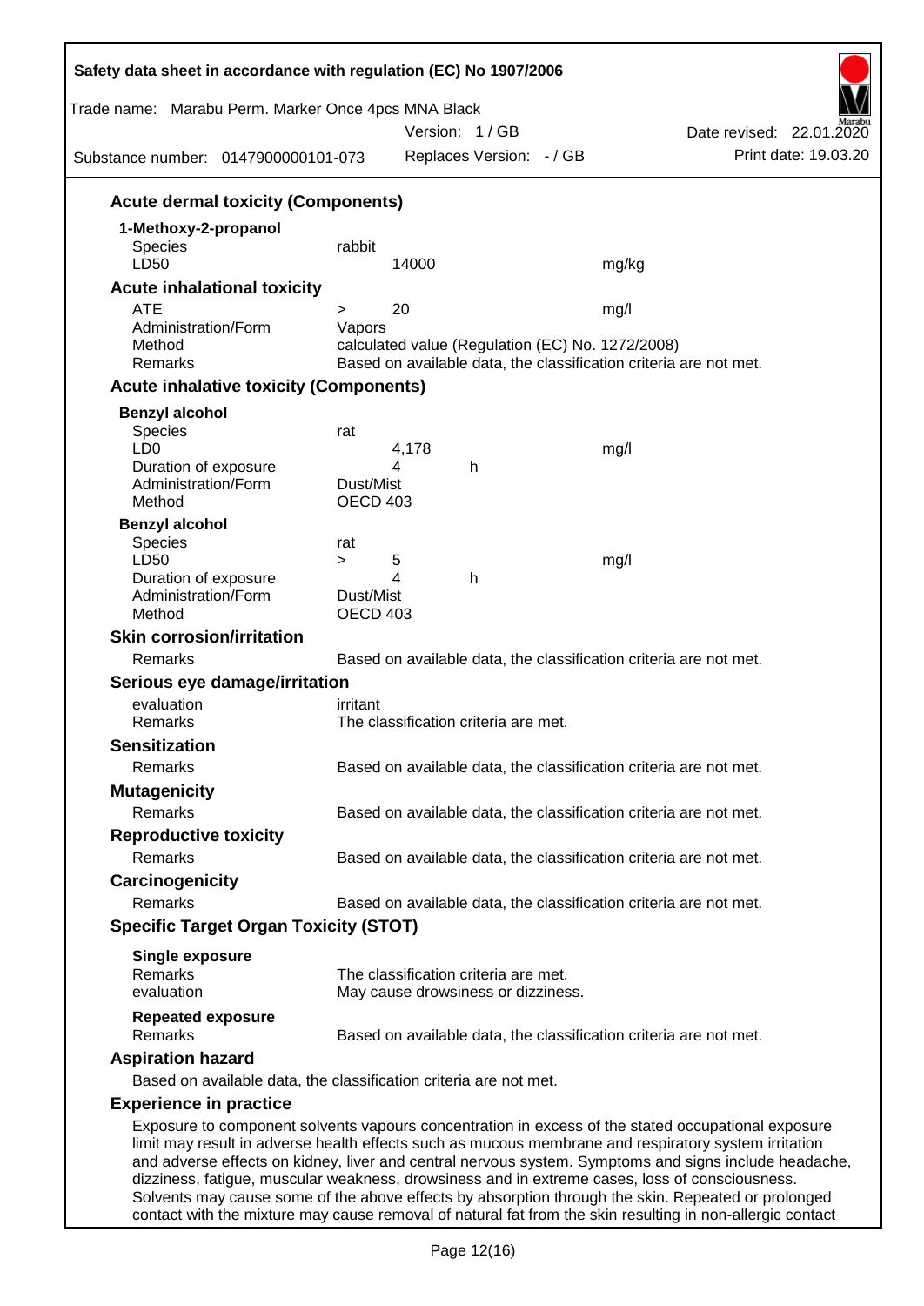### Acute dermal toxicity (Components)

**1-Methoxy-2-propanol**

| | | | |
|---|---|---|---|
| Species | rabbit | | |
| LD50 | 14000 | | mg/kg |

### Acute inhalational toxicity

| | | | |
|---|---|---|---|
| ATE | > 20 | | mg/l |
| Administration/Form | Vapors | | |
| Method | calculated value (Regulation (EC) No. 1272/2008) | | |
| Remarks | Based on available data, the classification criteria are not met. | | |

### Acute inhalative toxicity (Components)

**Benzyl alcohol**

| | | | |
|---|---|---|---|
| Species | rat | | |
| LD0 | 4,178 | | mg/l |
| Duration of exposure | 4 | h | |
| Administration/Form | Dust/Mist | | |
| Method | OECD 403 | | |

**Benzyl alcohol**

| | | | |
|---|---|---|---|
| Species | rat | | |
| LD50 | > 5 | | mg/l |
| Duration of exposure | 4 | h | |
| Administration/Form | Dust/Mist | | |
| Method | OECD 403 | | |

### Skin corrosion/irritation

Remarks: Based on available data, the classification criteria are not met.

### Serious eye damage/irritation

evaluation: irritant

Remarks: The classification criteria are met.

### Sensitization

Remarks: Based on available data, the classification criteria are not met.

### Mutagenicity

Remarks: Based on available data, the classification criteria are not met.

### Reproductive toxicity

Remarks: Based on available data, the classification criteria are not met.

### Carcinogenicity

Remarks: Based on available data, the classification criteria are not met.

### Specific Target Organ Toxicity (STOT)

**Single exposure**

Remarks: The classification criteria are met.

evaluation: May cause drowsiness or dizziness.

**Repeated exposure**

Remarks: Based on available data, the classification criteria are not met.

### Aspiration hazard

Based on available data, the classification criteria are not met.

### Experience in practice

Exposure to component solvents vapours concentration in excess of the stated occupational exposure limit may result in adverse health effects such as mucous membrane and respiratory system irritation and adverse effects on kidney, liver and central nervous system. Symptoms and signs include headache, dizziness, fatigue, muscular weakness, drowsiness and in extreme cases, loss of consciousness. Solvents may cause some of the above effects by absorption through the skin. Repeated or prolonged contact with the mixture may cause removal of natural fat from the skin resulting in non-allergic contact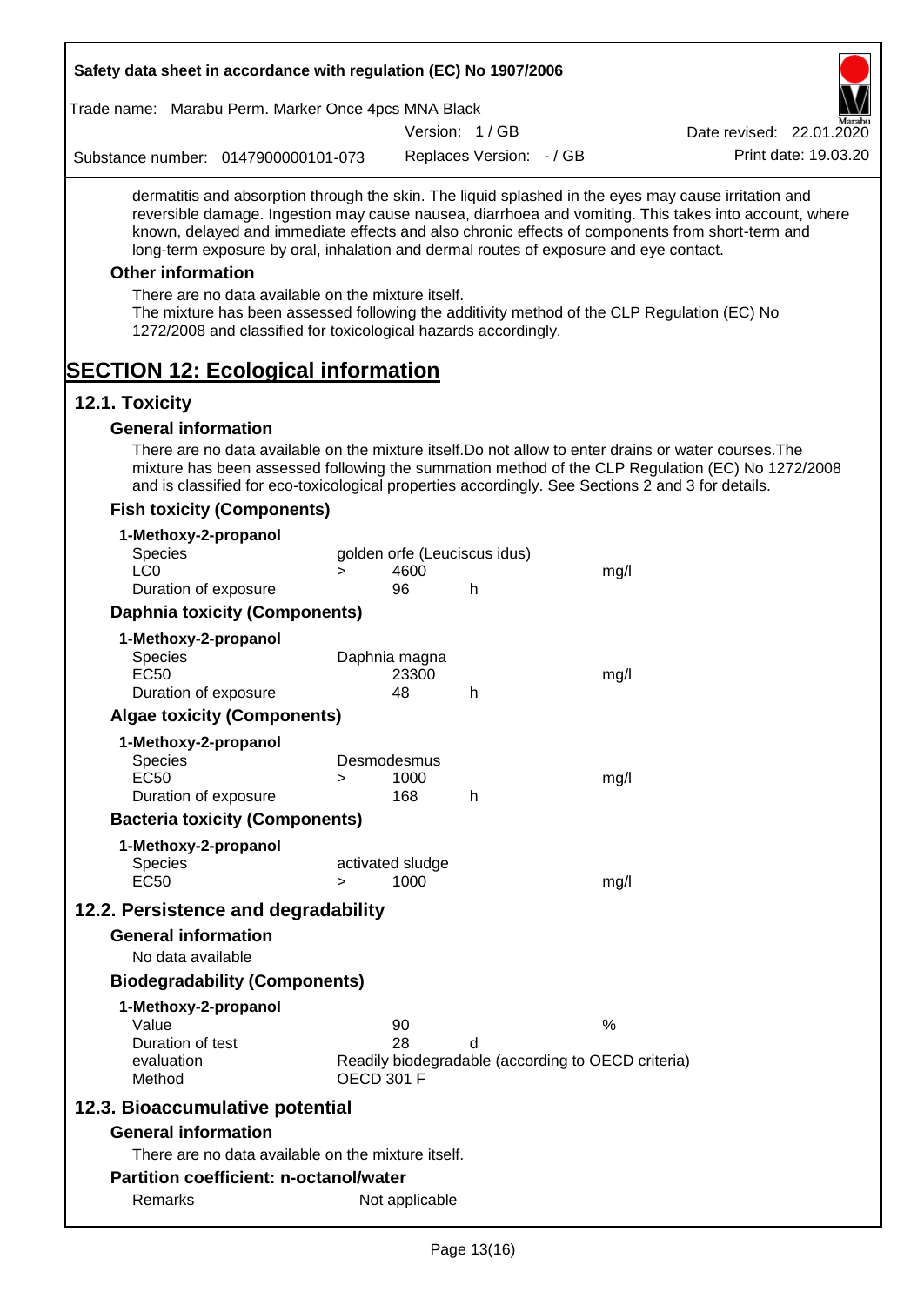dermatitis and absorption through the skin. The liquid splashed in the eyes may cause irritation and reversible damage. Ingestion may cause nausea, diarrhoea and vomiting. This takes into account, where known, delayed and immediate effects and also chronic effects of components from short-term and long-term exposure by oral, inhalation and dermal routes of exposure and eye contact.

### Other information

There are no data available on the mixture itself.
The mixture has been assessed following the additivity method of the CLP Regulation (EC) No 1272/2008 and classified for toxicological hazards accordingly.

# SECTION 12: Ecological information

## 12.1. Toxicity

### General information

There are no data available on the mixture itself.Do not allow to enter drains or water courses.The mixture has been assessed following the summation method of the CLP Regulation (EC) No 1272/2008 and is classified for eco-toxicological properties accordingly. See Sections 2 and 3 for details.

### Fish toxicity (Components)

**1-Methoxy-2-propanol**

| | | | | |
|---|---|---|---|---|
| Species | golden orfe (Leuciscus idus) | | | |
| LC0 | > | 4600 | | mg/l |
| Duration of exposure | | 96 | h | |

### Daphnia toxicity (Components)

**1-Methoxy-2-propanol**

| | | | | |
|---|---|---|---|---|
| Species | Daphnia magna | | | |
| EC50 | | 23300 | | mg/l |
| Duration of exposure | | 48 | h | |

### Algae toxicity (Components)

**1-Methoxy-2-propanol**

| | | | | |
|---|---|---|---|---|
| Species | Desmodesmus | | | |
| EC50 | > | 1000 | | mg/l |
| Duration of exposure | | 168 | h | |

### Bacteria toxicity (Components)

**1-Methoxy-2-propanol**

| | | | | |
|---|---|---|---|---|
| Species | activated sludge | | | |
| EC50 | > | 1000 | | mg/l |

## 12.2. Persistence and degradability

### General information

No data available

### Biodegradability (Components)

**1-Methoxy-2-propanol**

| | | | |
|---|---|---|---|
| Value | 90 | | % |
| Duration of test | 28 | d | |
| evaluation | Readily biodegradable (according to OECD criteria) | | |
| Method | OECD 301 F | | |

## 12.3. Bioaccumulative potential

### General information

There are no data available on the mixture itself.

### Partition coefficient: n-octanol/water

Remarks — Not applicable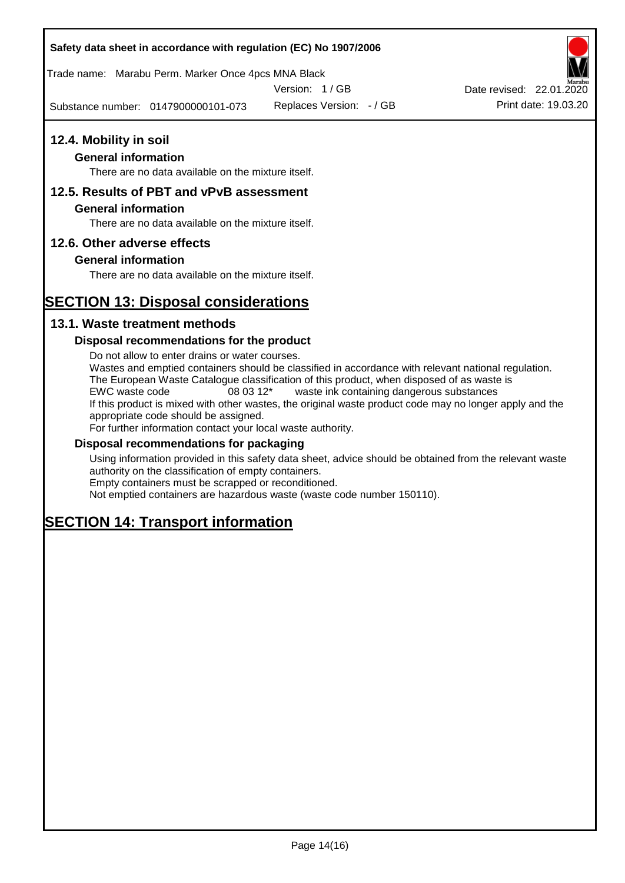## 12.4. Mobility in soil

### General information

There are no data available on the mixture itself.

## 12.5. Results of PBT and vPvB assessment

### General information

There are no data available on the mixture itself.

## 12.6. Other adverse effects

### General information

There are no data available on the mixture itself.

# SECTION 13: Disposal considerations

## 13.1. Waste treatment methods

### Disposal recommendations for the product

Do not allow to enter drains or water courses.
Wastes and emptied containers should be classified in accordance with relevant national regulation.
The European Waste Catalogue classification of this product, when disposed of as waste is
EWC waste code 08 03 12* waste ink containing dangerous substances
If this product is mixed with other wastes, the original waste product code may no longer apply and the appropriate code should be assigned.
For further information contact your local waste authority.

### Disposal recommendations for packaging

Using information provided in this safety data sheet, advice should be obtained from the relevant waste authority on the classification of empty containers.
Empty containers must be scrapped or reconditioned.
Not emptied containers are hazardous waste (waste code number 150110).

# SECTION 14: Transport information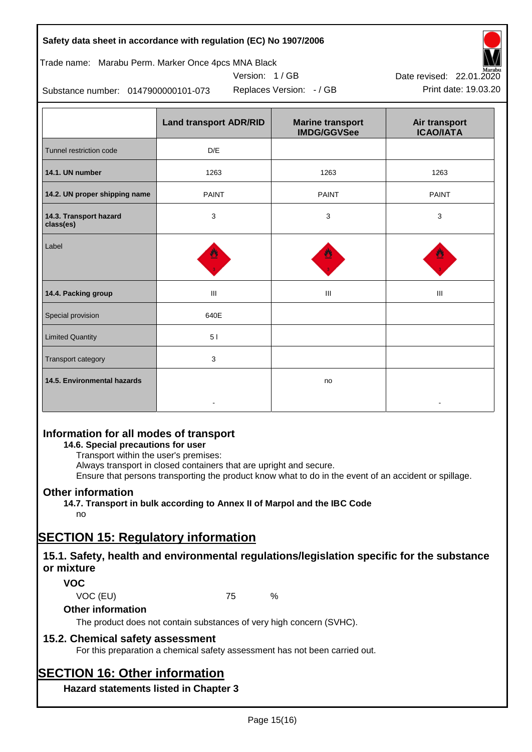**Safety data sheet in accordance with regulation (EC) No 1907/2006**

Trade name: Marabu Perm. Marker Once 4pcs MNA Black

Version: 1 / GB

Date revised: 22.01.2020

Substance number: 0147900000101-073

Replaces Version: - / GB

Print date: 19.03.20

| | Land transport ADR/RID | Marine transport IMDG/GGVSee | Air transport ICAO/IATA |
|---|---|---|---|
| Tunnel restriction code | D/E | | |
| **14.1. UN number** | 1263 | 1263 | 1263 |
| **14.2. UN proper shipping name** | PAINT | PAINT | PAINT |
| **14.3. Transport hazard class(es)** | 3 | 3 | 3 |
| Label | | | |
| **14.4. Packing group** | III | III | III |
| Special provision | 640E | | |
| Limited Quantity | 5 l | | |
| Transport category | 3 | | |
| **14.5. Environmental hazards** | - | no | - |

## Information for all modes of transport

**14.6. Special precautions for user**

Transport within the user's premises:
Always transport in closed containers that are upright and secure.
Ensure that persons transporting the product know what to do in the event of an accident or spillage.

## Other information

**14.7. Transport in bulk according to Annex II of Marpol and the IBC Code**

no

# SECTION 15: Regulatory information

## 15.1. Safety, health and environmental regulations/legislation specific for the substance or mixture

### VOC

VOC (EU) 75 %

### Other information

The product does not contain substances of very high concern (SVHC).

## 15.2. Chemical safety assessment

For this preparation a chemical safety assessment has not been carried out.

# SECTION 16: Other information

### Hazard statements listed in Chapter 3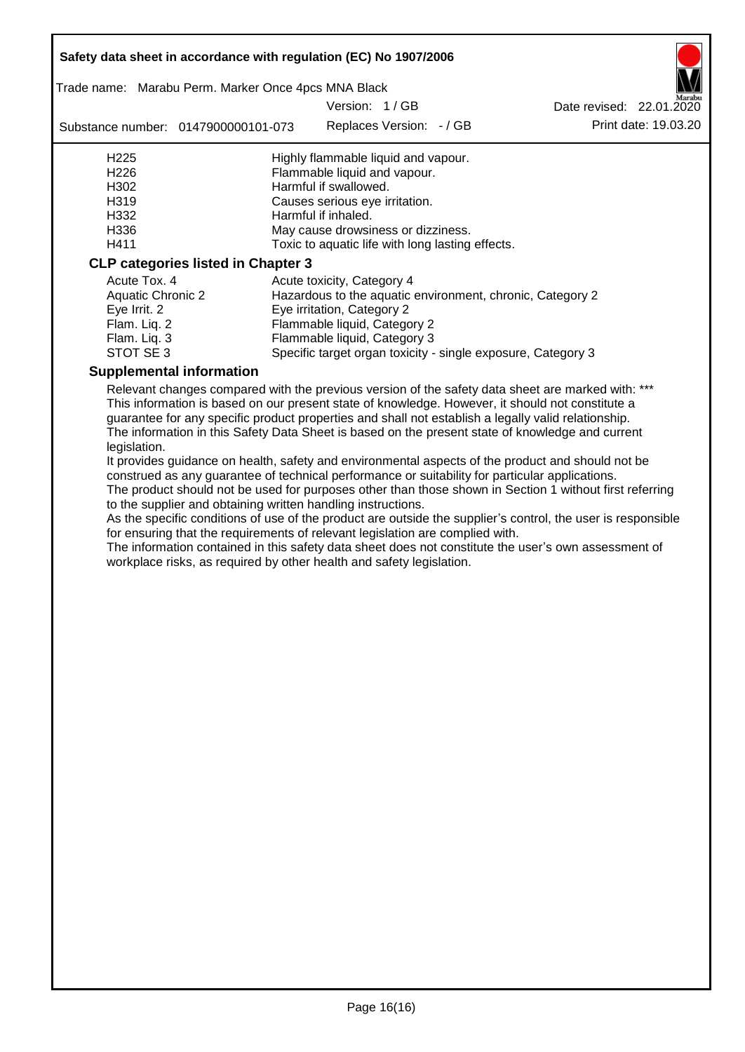| | |
|---|---|
| H225 | Highly flammable liquid and vapour. |
| H226 | Flammable liquid and vapour. |
| H302 | Harmful if swallowed. |
| H319 | Causes serious eye irritation. |
| H332 | Harmful if inhaled. |
| H336 | May cause drowsiness or dizziness. |
| H411 | Toxic to aquatic life with long lasting effects. |

## CLP categories listed in Chapter 3

| | |
|---|---|
| Acute Tox. 4 | Acute toxicity, Category 4 |
| Aquatic Chronic 2 | Hazardous to the aquatic environment, chronic, Category 2 |
| Eye Irrit. 2 | Eye irritation, Category 2 |
| Flam. Liq. 2 | Flammable liquid, Category 2 |
| Flam. Liq. 3 | Flammable liquid, Category 3 |
| STOT SE 3 | Specific target organ toxicity - single exposure, Category 3 |

## Supplemental information

Relevant changes compared with the previous version of the safety data sheet are marked with: ***
This information is based on our present state of knowledge. However, it should not constitute a guarantee for any specific product properties and shall not establish a legally valid relationship.
The information in this Safety Data Sheet is based on the present state of knowledge and current legislation.
It provides guidance on health, safety and environmental aspects of the product and should not be construed as any guarantee of technical performance or suitability for particular applications.
The product should not be used for purposes other than those shown in Section 1 without first referring to the supplier and obtaining written handling instructions.
As the specific conditions of use of the product are outside the supplier's control, the user is responsible for ensuring that the requirements of relevant legislation are complied with.
The information contained in this safety data sheet does not constitute the user's own assessment of workplace risks, as required by other health and safety legislation.